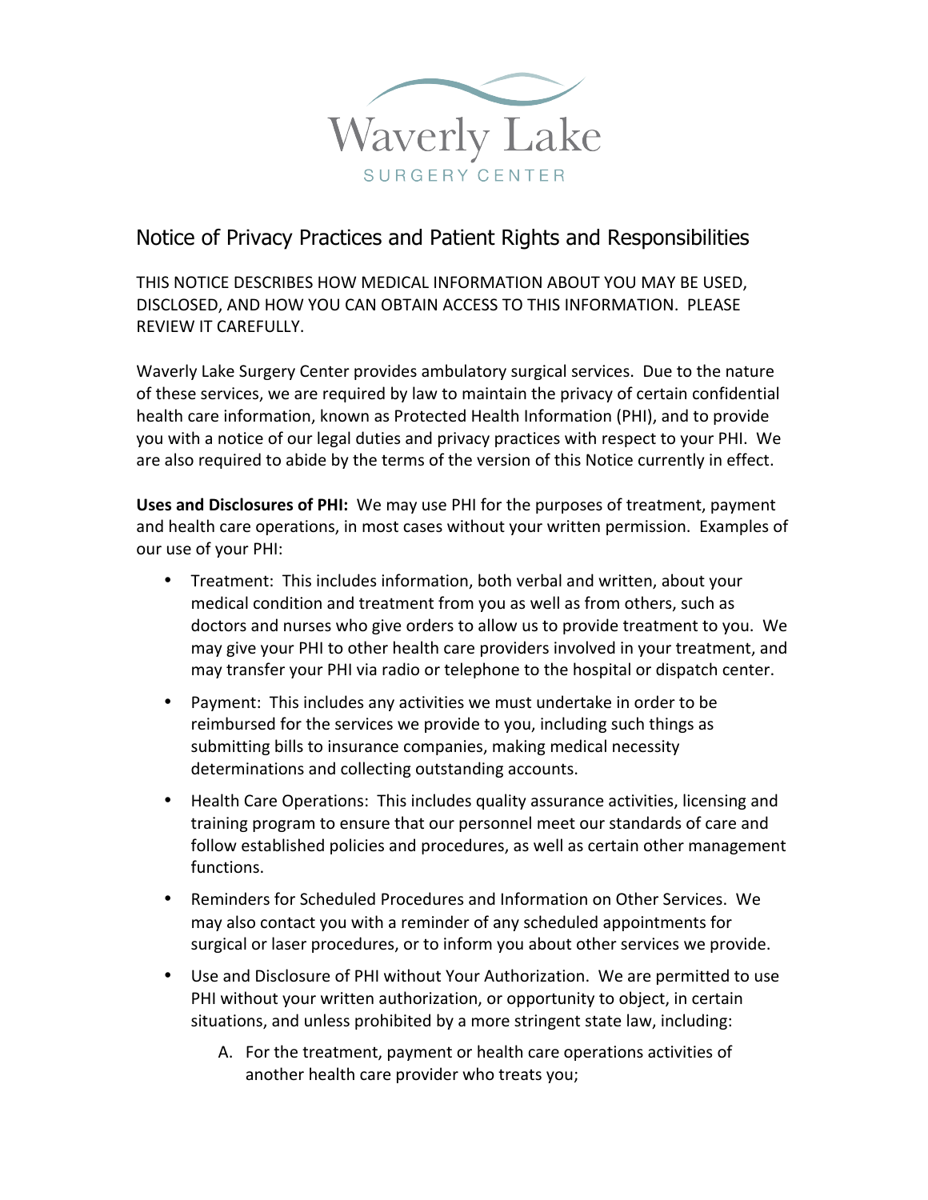Waverly Lake

SURGERY CENTER

# Notice of Privacy Practices and Patient Rights and Responsibilities

THIS NOTICE DESCRIBES HOW MEDICAL INFORMATION ABOUT YOU MAY BE USED, DISCLOSED, AND HOW YOU CAN OBTAIN ACCESS TO THIS INFORMATION. PLEASE REVIEW IT CAREFULLY.

Waverly Lake Surgery Center provides ambulatory surgical services. Due to the nature of these services, we are required by law to maintain the privacy of certain confidential health care information, known as Protected Health Information (PHI), and to provide you with a notice of our legal duties and privacy practices with respect to your PHI. We are also required to abide by the terms of the version of this Notice currently in effect.

**Uses and Disclosures of PHI:** We may use PHI for the purposes of treatment, payment and health care operations, in most cases without your written permission. Examples of our use of your PHI:

- Treatment: This includes information, both verbal and written, about your medical condition and treatment from you as well as from others, such as doctors and nurses who give orders to allow us to provide treatment to you. We may give your PHI to other health care providers involved in your treatment, and may transfer your PHI via radio or telephone to the hospital or dispatch center.
- Payment: This includes any activities we must undertake in order to be reimbursed for the services we provide to you, including such things as submitting bills to insurance companies, making medical necessity determinations and collecting outstanding accounts.
- Health Care Operations: This includes quality assurance activities, licensing and training program to ensure that our personnel meet our standards of care and follow established policies and procedures, as well as certain other management functions.
- Reminders for Scheduled Procedures and Information on Other Services. We may also contact you with a reminder of any scheduled appointments for surgical or laser procedures, or to inform you about other services we provide.
- Use and Disclosure of PHI without Your Authorization. We are permitted to use PHI without your written authorization, or opportunity to object, in certain situations, and unless prohibited by a more stringent state law, including:
    A. For the treatment, payment or health care operations activities of another health care provider who treats you;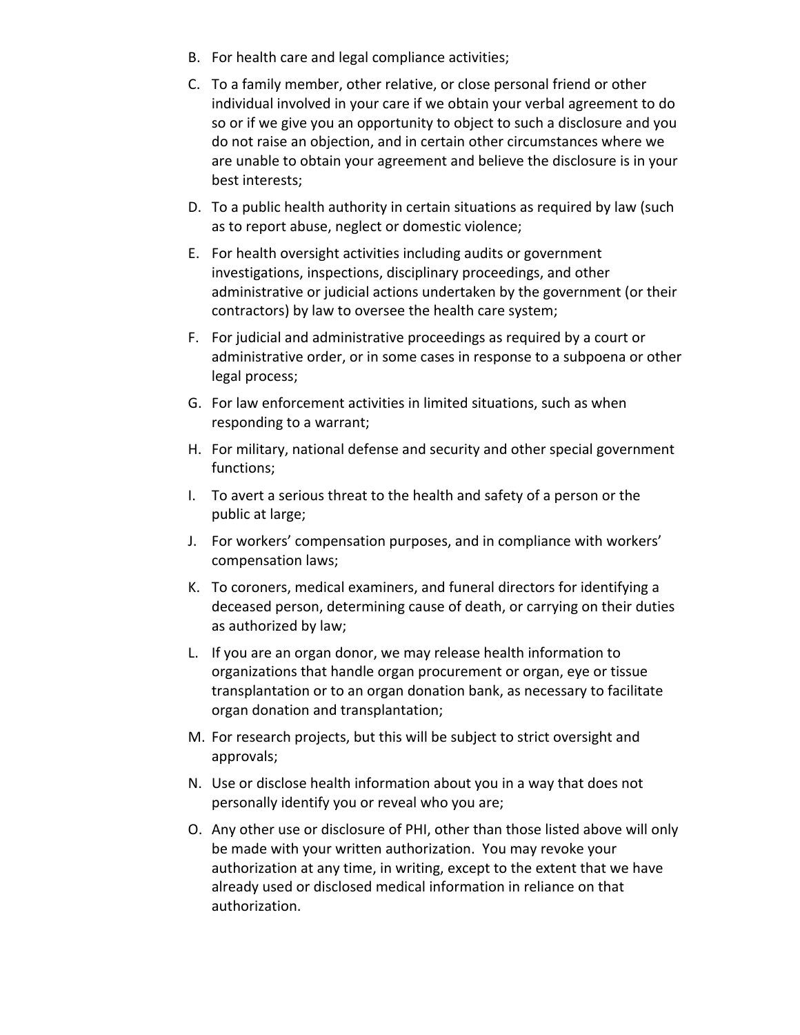B. For health care and legal compliance activities;

C. To a family member, other relative, or close personal friend or other individual involved in your care if we obtain your verbal agreement to do so or if we give you an opportunity to object to such a disclosure and you do not raise an objection, and in certain other circumstances where we are unable to obtain your agreement and believe the disclosure is in your best interests;

D. To a public health authority in certain situations as required by law (such as to report abuse, neglect or domestic violence;

E. For health oversight activities including audits or government investigations, inspections, disciplinary proceedings, and other administrative or judicial actions undertaken by the government (or their contractors) by law to oversee the health care system;

F. For judicial and administrative proceedings as required by a court or administrative order, or in some cases in response to a subpoena or other legal process;

G. For law enforcement activities in limited situations, such as when responding to a warrant;

H. For military, national defense and security and other special government functions;

I. To avert a serious threat to the health and safety of a person or the public at large;

J. For workers' compensation purposes, and in compliance with workers' compensation laws;

K. To coroners, medical examiners, and funeral directors for identifying a deceased person, determining cause of death, or carrying on their duties as authorized by law;

L. If you are an organ donor, we may release health information to organizations that handle organ procurement or organ, eye or tissue transplantation or to an organ donation bank, as necessary to facilitate organ donation and transplantation;

M. For research projects, but this will be subject to strict oversight and approvals;

N. Use or disclose health information about you in a way that does not personally identify you or reveal who you are;

O. Any other use or disclosure of PHI, other than those listed above will only be made with your written authorization. You may revoke your authorization at any time, in writing, except to the extent that we have already used or disclosed medical information in reliance on that authorization.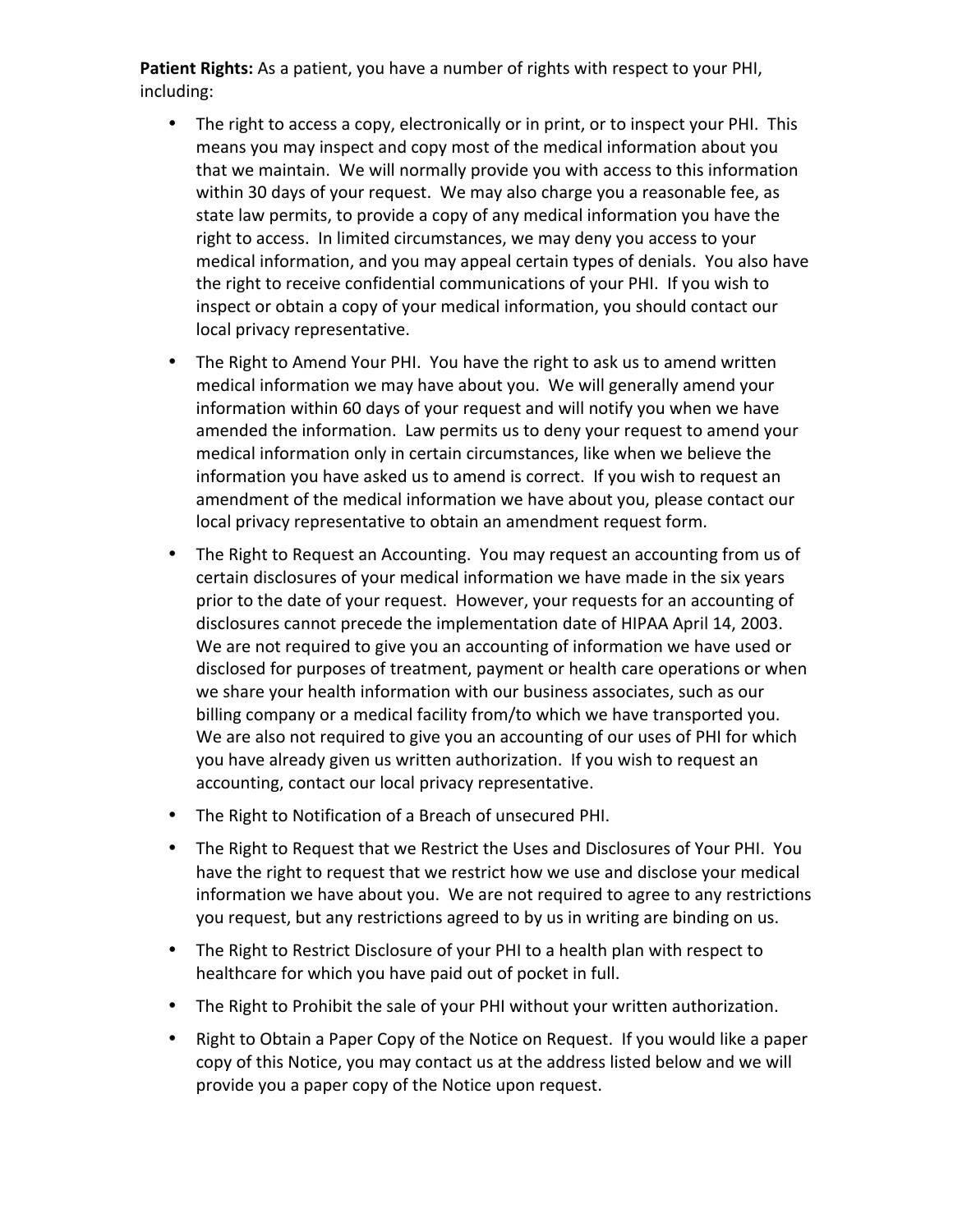**Patient Rights:** As a patient, you have a number of rights with respect to your PHI, including:

- The right to access a copy, electronically or in print, or to inspect your PHI. This means you may inspect and copy most of the medical information about you that we maintain. We will normally provide you with access to this information within 30 days of your request. We may also charge you a reasonable fee, as state law permits, to provide a copy of any medical information you have the right to access. In limited circumstances, we may deny you access to your medical information, and you may appeal certain types of denials. You also have the right to receive confidential communications of your PHI. If you wish to inspect or obtain a copy of your medical information, you should contact our local privacy representative.
- The Right to Amend Your PHI. You have the right to ask us to amend written medical information we may have about you. We will generally amend your information within 60 days of your request and will notify you when we have amended the information. Law permits us to deny your request to amend your medical information only in certain circumstances, like when we believe the information you have asked us to amend is correct. If you wish to request an amendment of the medical information we have about you, please contact our local privacy representative to obtain an amendment request form.
- The Right to Request an Accounting. You may request an accounting from us of certain disclosures of your medical information we have made in the six years prior to the date of your request. However, your requests for an accounting of disclosures cannot precede the implementation date of HIPAA April 14, 2003. We are not required to give you an accounting of information we have used or disclosed for purposes of treatment, payment or health care operations or when we share your health information with our business associates, such as our billing company or a medical facility from/to which we have transported you. We are also not required to give you an accounting of our uses of PHI for which you have already given us written authorization. If you wish to request an accounting, contact our local privacy representative.
- The Right to Notification of a Breach of unsecured PHI.
- The Right to Request that we Restrict the Uses and Disclosures of Your PHI. You have the right to request that we restrict how we use and disclose your medical information we have about you. We are not required to agree to any restrictions you request, but any restrictions agreed to by us in writing are binding on us.
- The Right to Restrict Disclosure of your PHI to a health plan with respect to healthcare for which you have paid out of pocket in full.
- The Right to Prohibit the sale of your PHI without your written authorization.
- Right to Obtain a Paper Copy of the Notice on Request. If you would like a paper copy of this Notice, you may contact us at the address listed below and we will provide you a paper copy of the Notice upon request.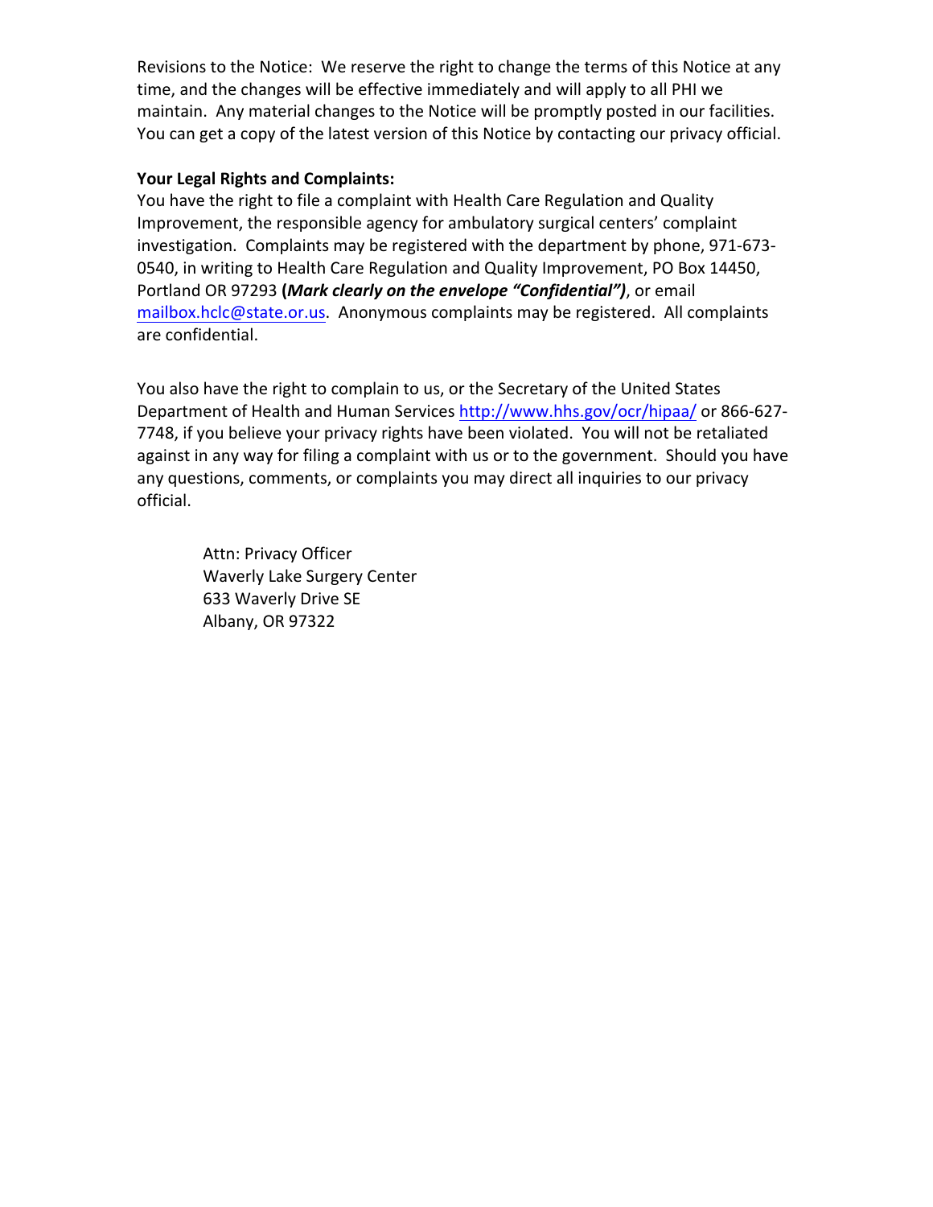Revisions to the Notice: We reserve the right to change the terms of this Notice at any time, and the changes will be effective immediately and will apply to all PHI we maintain. Any material changes to the Notice will be promptly posted in our facilities. You can get a copy of the latest version of this Notice by contacting our privacy official.

**Your Legal Rights and Complaints:**
You have the right to file a complaint with Health Care Regulation and Quality Improvement, the responsible agency for ambulatory surgical centers' complaint investigation. Complaints may be registered with the department by phone, 971-673-0540, in writing to Health Care Regulation and Quality Improvement, PO Box 14450, Portland OR 97293 **(*Mark clearly on the envelope "Confidential")***, or email mailbox.hclc@state.or.us. Anonymous complaints may be registered. All complaints are confidential.

You also have the right to complain to us, or the Secretary of the United States Department of Health and Human Services http://www.hhs.gov/ocr/hipaa/ or 866-627-7748, if you believe your privacy rights have been violated. You will not be retaliated against in any way for filing a complaint with us or to the government. Should you have any questions, comments, or complaints you may direct all inquiries to our privacy official.

Attn: Privacy Officer
Waverly Lake Surgery Center
633 Waverly Drive SE
Albany, OR 97322